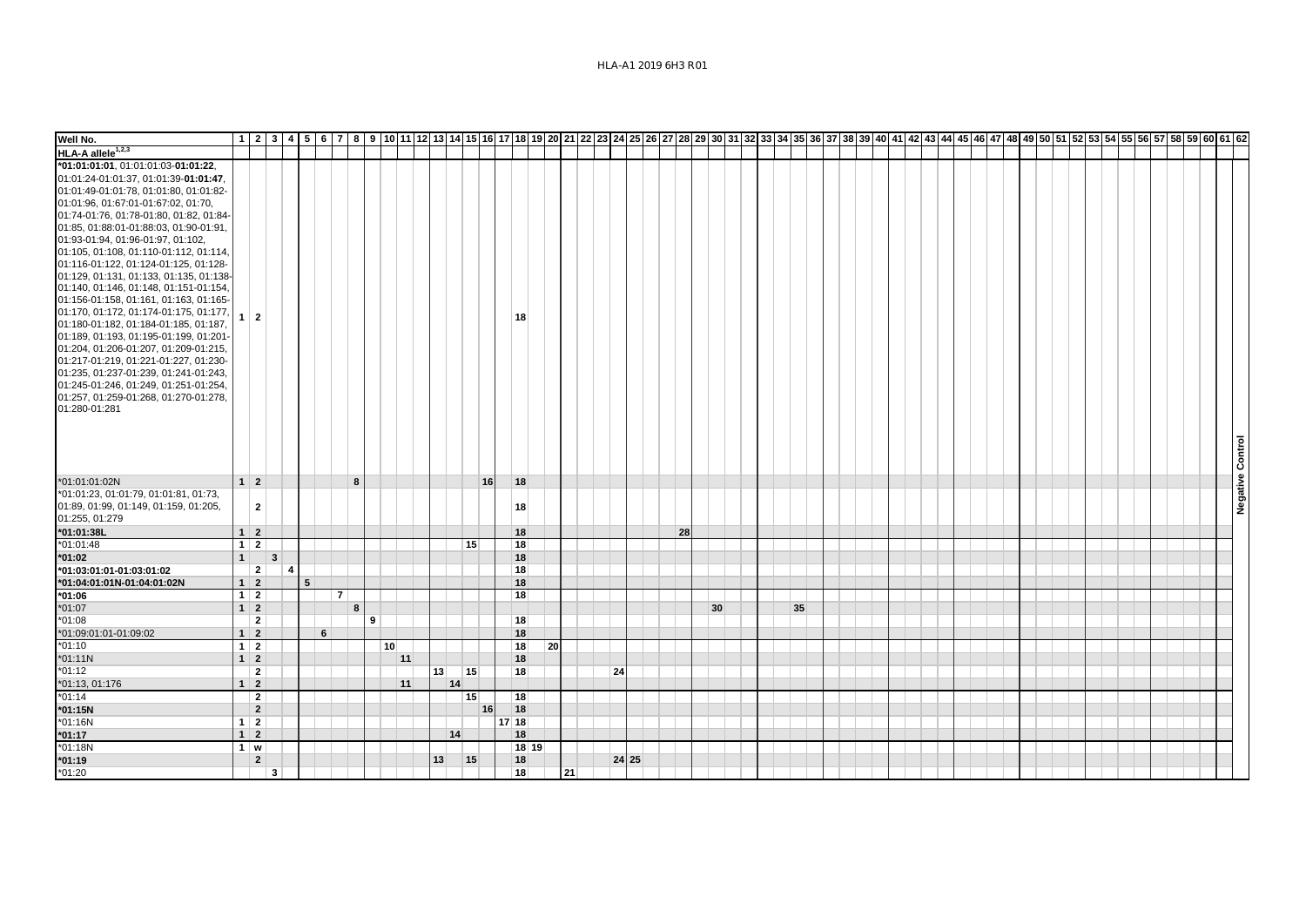| Well No. | 1 | 2 | 3 | 4 | 5 | 6 | 7 | 8 | 9 | 10 | 11 | 12 | 13 | 14 | 15 | 16 | 17 | 18 | 19 | 20 | 21 | 22 | 23 | 24 | 25 | 26 | 27 | 28 | 29 | 30 | 31 | 32 | 33 | 34 | 35 | 36 | 37 | 38 | 39 | 40 | 41 | 42 | 43 | 44 | 45 | 46 | 47 | 48 | 49 | 50 | 51 | 52 | 53 | 54 | 55 | 56 | 57 | 58 | 59 | 60 | 61 | 62 |
|---|---|---|---|---|---|---|---|---|---|---|---|---|---|---|---|---|---|---|---|---|---|---|---|---|---|---|---|---|---|---|---|---|---|---|---|---|---|---|---|---|---|---|---|---|---|---|---|---|---|---|---|---|---|---|---|---|---|---|---|---|---|---|
| **HLA-A allele[1,2,3]** | | | | | | | | | | | | | | | | | | | | | | | | | | | | | | | | | | | | | | | | | | | | | | | | | | | | | | | | | | | | | | |
| ***01:01:01:01**, 01:01:01:03-**01:01:22**, 01:01:24-01:01:37, 01:01:39-**01:01:47**, 01:01:49-01:01:78, 01:01:80, 01:01:82-01:01:96, 01:67:01-01:67:02, 01:70, 01:74-01:76, 01:78-01:80, 01:82, 01:84-01:85, 01:88:01-01:88:03, 01:90-01:91, 01:93-01:94, 01:96-01:97, 01:102, 01:105, 01:108, 01:110-01:112, 01:114, 01:116-01:122, 01:124-01:125, 01:128-01:129, 01:131, 01:133, 01:135, 01:138-01:140, 01:146, 01:148, 01:151-01:154, 01:156-01:158, 01:161, 01:163, 01:165-01:170, 01:172, 01:174-01:175, 01:177, 01:180-01:182, 01:184-01:185, 01:187, 01:189, 01:193, 01:195-01:199, 01:201-01:204, 01:206-01:207, 01:209-01:215, 01:217-01:219, 01:221-01:227, 01:230-01:235, 01:237-01:239, 01:241-01:243, 01:245-01:246, 01:249, 01:251-01:254, 01:257, 01:259-01:268, 01:270-01:278, 01:280-01:281 | 1 | 2 | | | | | | | | | | | | | | | | 18 | | | | | | | | | | | | | | | | | | | | | | | | | | | | | | | | | | | | | | | | | | | | Negative Control |
| *01:01:01:02N | 1 | 2 | | | | | | 8 | | | | | | | | 16 | | 18 | | | | | | | | | | | | | | | | | | | | | | | | | | | | | | | | | | | | | | | | | | | | |
| *01:01:23, 01:01:79, 01:01:81, 01:73, 01:89, 01:99, 01:149, 01:159, 01:205, 01:255, 01:279 | | 2 | | | | | | | | | | | | | | | | 18 | | | | | | | | | | | | | | | | | | | | | | | | | | | | | | | | | | | | | | | | | | | | |
| ***01:01:38L** | 1 | 2 | | | | | | | | | | | | | | | | 18 | | | | | | | | | | 28 | | | | | | | | | | | | | | | | | | | | | | | | | | | | | | | | | | |
| *01:01:48 | 1 | 2 | | | | | | | | | | | | | 15 | | | 18 | | | | | | | | | | | | | | | | | | | | | | | | | | | | | | | | | | | | | | | | | | | | |
| ***01:02** | 1 | | 3 | | | | | | | | | | | | | | | 18 | | | | | | | | | | | | | | | | | | | | | | | | | | | | | | | | | | | | | | | | | | | | |
| ***01:03:01:01-01:03:01:02** | | 2 | | 4 | | | | | | | | | | | | | | 18 | | | | | | | | | | | | | | | | | | | | | | | | | | | | | | | | | | | | | | | | | | | | |
| ***01:04:01:01N-01:04:01:02N** | 1 | 2 | | | 5 | | | | | | | | | | | | | 18 | | | | | | | | | | | | | | | | | | | | | | | | | | | | | | | | | | | | | | | | | | | | |
| ***01:06** | 1 | 2 | | | | | 7 | | | | | | | | | | | 18 | | | | | | | | | | | | | | | | | | | | | | | | | | | | | | | | | | | | | | | | | | | | |
| *01:07 | 1 | 2 | | | | | | 8 | | | | | | | | | | | | | | | | | | | | | | 30 | | | | | 35 | | | | | | | | | | | | | | | | | | | | | | | | | | | |
| *01:08 | | 2 | | | | | | | 9 | | | | | | | | | 18 | | | | | | | | | | | | | | | | | | | | | | | | | | | | | | | | | | | | | | | | | | | | |
| *01:09:01:01-01:09:02 | 1 | 2 | | | | 6 | | | | | | | | | | | | 18 | | | | | | | | | | | | | | | | | | | | | | | | | | | | | | | | | | | | | | | | | | | | |
| *01:10 | 1 | 2 | | | | | | | | 10 | | | | | | | | 18 | | 20 | | | | | | | | | | | | | | | | | | | | | | | | | | | | | | | | | | | | | | | | | | |
| *01:11N | 1 | 2 | | | | | | | | | 11 | | | | | | | 18 | | | | | | | | | | | | | | | | | | | | | | | | | | | | | | | | | | | | | | | | | | | | |
| *01:12 | | 2 | | | | | | | | | | | 13 | | 15 | | | 18 | | | | | | 24 | | | | | | | | | | | | | | | | | | | | | | | | | | | | | | | | | | | | | | |
| *01:13, 01:176 | 1 | 2 | | | | | | | | | 11 | | | 14 | | | | | | | | | | | | | | | | | | | | | | | | | | | | | | | | | | | | | | | | | | | | | | | | |
| *01:14 | | 2 | | | | | | | | | | | | | 15 | | | 18 | | | | | | | | | | | | | | | | | | | | | | | | | | | | | | | | | | | | | | | | | | | | |
| ***01:15N** | | 2 | | | | | | | | | | | | | | 16 | | 18 | | | | | | | | | | | | | | | | | | | | | | | | | | | | | | | | | | | | | | | | | | | | |
| *01:16N | 1 | 2 | | | | | | | | | | | | | | | 17 | 18 | | | | | | | | | | | | | | | | | | | | | | | | | | | | | | | | | | | | | | | | | | | | |
| ***01:17** | 1 | 2 | | | | | | | | | | | | 14 | | | | 18 | | | | | | | | | | | | | | | | | | | | | | | | | | | | | | | | | | | | | | | | | | | | |
| *01:18N | 1 | w | | | | | | | | | | | | | | | | 18 | 19 | | | | | | | | | | | | | | | | | | | | | | | | | | | | | | | | | | | | | | | | | | | |
| ***01:19** | | 2 | | | | | | | | | | | 13 | | 15 | | | 18 | | | | | | 24 | 25 | | | | | | | | | | | | | | | | | | | | | | | | | | | | | | | | | | | | | |
| *01:20 | | | 3 | | | | | | | | | | | | | | | 18 | | | 21 | | | | | | | | | | | | | | | | | | | | | | | | | | | | | | | | | | | | | | | | | |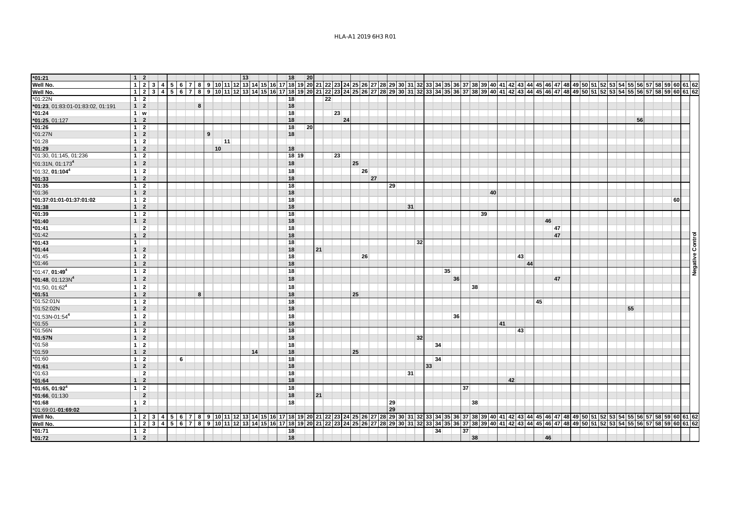| Well No. | 1 | 2 | 3 | 4 | 5 | 6 | 7 | 8 | 9 | 10 | 11 | 12 | 13 | 14 | 15 | 16 | 17 | 18 | 19 | 20 | 21 | 22 | 23 | 24 | 25 | 26 | 27 | 28 | 29 | 30 | 31 | 32 | 33 | 34 | 35 | 36 | 37 | 38 | 39 | 40 | 41 | 42 | 43 | 44 | 45 | 46 | 47 | 48 | 49 | 50 | 51 | 52 | 53 | 54 | 55 | 56 | 57 | 58 | 59 | 60 | 61 | 62 | Negative Control |
|---|---|---|---|---|---|---|---|---|---|---|---|---|---|---|---|---|---|---|---|---|---|---|---|---|---|---|---|---|---|---|---|---|---|---|---|---|---|---|---|---|---|---|---|---|---|---|---|---|---|---|---|---|---|---|---|---|---|---|---|---|---|---|---|
| *01:21 | 1 | 2 | | | | | | | | | | | 13 | | | | | 18 | | 20 | | | | | | | | | | | | | | | | | | | | | | | | | | | | | | | | | | | | | | | | | | | |
| Well No. | 1 | 2 | 3 | 4 | 5 | 6 | 7 | 8 | 9 | 10 | 11 | 12 | 13 | 14 | 15 | 16 | 17 | 18 | 19 | 20 | 21 | 22 | 23 | 24 | 25 | 26 | 27 | 28 | 29 | 30 | 31 | 32 | 33 | 34 | 35 | 36 | 37 | 38 | 39 | 40 | 41 | 42 | 43 | 44 | 45 | 46 | 47 | 48 | 49 | 50 | 51 | 52 | 53 | 54 | 55 | 56 | 57 | 58 | 59 | 60 | 61 | 62 | |
| *01:22N | 1 | 2 | | | | | | | | | | | | | | | | 18 | | | | 22 | | | | | | | | | | | | | | | | | | | | | | | | | | | | | | | | | | | | | | | | | |
| *01:23, 01:83:01-01:83:02, 01:191 | 1 | 2 | | | | | | 8 | | | | | | | | | | 18 | | | | | | | | | | | | | | | | | | | | | | | | | | | | | | | | | | | | | | | | | | | | | |
| *01:24 | 1 | w | | | | | | | | | | | | | | | | 18 | | | | | 23 | | | | | | | | | | | | | | | | | | | | | | | | | | | | | | | | | | | | | | | | |
| *01:25, 01:127 | 1 | 2 | | | | | | | | | | | | | | | | 18 | | | | | | 24 | | | | | | | | | | | | | | | | | | | | | | | | | | | | | | | | 56 | | | | | | | |
| *01:26 | 1 | 2 | | | | | | | | | | | | | | | | 18 | | 20 | | | | | | | | | | | | | | | | | | | | | | | | | | | | | | | | | | | | | | | | | | | |
| *01:27N | 1 | 2 | | | | | | | 9 | | | | | | | | | 18 | | | | | | | | | | | | | | | | | | | | | | | | | | | | | | | | | | | | | | | | | | | | | |
| *01:28 | 1 | 2 | | | | | | | | | 11 | | | | | | | | | | | | | | | | | | | | | | | | | | | | | | | | | | | | | | | | | | | | | | | | | | | | |
| *01:29 | 1 | 2 | | | | | | | | 10 | | | | | | | | 18 | | | | | | | | | | | | | | | | | | | | | | | | | | | | | | | | | | | | | | | | | | | | | |
| *01:30, 01:145, 01:236 | 1 | 2 | | | | | | | | | | | | | | | | 18 | 19 | | | | 23 | | | | | | | | | | | | | | | | | | | | | | | | | | | | | | | | | | | | | | | | |
| *01:31N, 01:173[4] | 1 | 2 | | | | | | | | | | | | | | | | 18 | | | | | | | 25 | | | | | | | | | | | | | | | | | | | | | | | | | | | | | | | | | | | | | | |
| *01:32, 01:104[4] | 1 | 2 | | | | | | | | | | | | | | | | 18 | | | | | | | | 26 | | | | | | | | | | | | | | | | | | | | | | | | | | | | | | | | | | | | | |
| *01:33 | 1 | 2 | | | | | | | | | | | | | | | | 18 | | | | | | | | | 27 | | | | | | | | | | | | | | | | | | | | | | | | | | | | | | | | | | | | |
| *01:35 | 1 | 2 | | | | | | | | | | | | | | | | 18 | | | | | | | | | | | 29 | | | | | | | | | | | | | | | | | | | | | | | | | | | | | | | | | | |
| *01:36 | 1 | 2 | | | | | | | | | | | | | | | | 18 | | | | | | | | | | | | | | | | | | | | | | 40 | | | | | | | | | | | | | | | | | | | | | | | |
| *01:37:01:01-01:37:01:02 | 1 | 2 | | | | | | | | | | | | | | | | 18 | | | | | | | | | | | | | | | | | | | | | | | | | | | | | | | | | | | | | | | | | | 60 | | | |
| *01:38 | 1 | 2 | | | | | | | | | | | | | | | | 18 | | | | | | | | | | | | | 31 | | | | | | | | | | | | | | | | | | | | | | | | | | | | | | | | |
| *01:39 | 1 | 2 | | | | | | | | | | | | | | | | 18 | | | | | | | | | | | | | | | | | | | | | 39 | | | | | | | | | | | | | | | | | | | | | | | | |
| *01:40 | 1 | 2 | | | | | | | | | | | | | | | | 18 | | | | | | | | | | | | | | | | | | | | | | | | | | | | 46 | | | | | | | | | | | | | | | | | |
| *01:41 | | 2 | | | | | | | | | | | | | | | | 18 | | | | | | | | | | | | | | | | | | | | | | | | | | | | | 47 | | | | | | | | | | | | | | | | |
| *01:42 | 1 | 2 | | | | | | | | | | | | | | | | 18 | | | | | | | | | | | | | | | | | | | | | | | | | | | | | 47 | | | | | | | | | | | | | | | | |
| *01:43 | 1 | | | | | | | | | | | | | | | | | 18 | | | | | | | | | | | | | | 32 | | | | | | | | | | | | | | | | | | | | | | | | | | | | | | | |
| *01:44 | 1 | 2 | | | | | | | | | | | | | | | | 18 | | | 21 | | | | | | | | | | | | | | | | | | | | | | | | | | | | | | | | | | | | | | | | | | |
| *01:45 | 1 | 2 | | | | | | | | | | | | | | | | 18 | | | | | | | | 26 | | | | | | | | | | | | | | | | | 43 | | | | | | | | | | | | | | | | | | | | |
| *01:46 | 1 | 2 | | | | | | | | | | | | | | | | 18 | | | | | | | | | | | | | | | | | | | | | | | | | | 44 | | | | | | | | | | | | | | | | | | | |
| *01:47, 01:49[4] | 1 | 2 | | | | | | | | | | | | | | | | 18 | | | | | | | | | | | | | | | | | 35 | | | | | | | | | | | | | | | | | | | | | | | | | | | | |
| *01:48, 01:123N[4] | 1 | 2 | | | | | | | | | | | | | | | | 18 | | | | | | | | | | | | | | | | | | 36 | | | | | | | | | | | 47 | | | | | | | | | | | | | | | | |
| *01:50, 01:62[4] | 1 | 2 | | | | | | | | | | | | | | | | 18 | | | | | | | | | | | | | | | | | | | | 38 | | | | | | | | | | | | | | | | | | | | | | | | | |
| *01:51 | 1 | 2 | | | | | | 8 | | | | | | | | | | 18 | | | | | | | 25 | | | | | | | | | | | | | | | | | | | | | | | | | | | | | | | | | | | | | | |
| *01:52:01N | 1 | 2 | | | | | | | | | | | | | | | | 18 | | | | | | | | | | | | | | | | | | | | | | | | | | | 45 | | | | | | | | | | | | | | | | | | |
| *01:52:02N | 1 | 2 | | | | | | | | | | | | | | | | 18 | | | | | | | | | | | | | | | | | | | | | | | | | | | | | | | | | | | | | 55 | | | | | | | | |
| *01:53N-01:54[4] | 1 | 2 | | | | | | | | | | | | | | | | 18 | | | | | | | | | | | | | | | | | | 36 | | | | | | | | | | | | | | | | | | | | | | | | | | | |
| *01:55 | 1 | 2 | | | | | | | | | | | | | | | | 18 | | | | | | | | | | | | | | | | | | | | | | | 41 | | | | | | | | | | | | | | | | | | | | | | |
| *01:56N | 1 | 2 | | | | | | | | | | | | | | | | 18 | | | | | | | | | | | | | | | | | | | | | | | | | 43 | | | | | | | | | | | | | | | | | | | | |
| *01:57N | 1 | 2 | | | | | | | | | | | | | | | | 18 | | | | | | | | | | | | | | 32 | | | | | | | | | | | | | | | | | | | | | | | | | | | | | | | |
| *01:58 | 1 | 2 | | | | | | | | | | | | | | | | 18 | | | | | | | | | | | | | | | | 34 | | | | | | | | | | | | | | | | | | | | | | | | | | | | | |
| *01:59 | 1 | 2 | | | | | | | | | | | | 14 | | | | 18 | | | | | | | 25 | | | | | | | | | | | | | | | | | | | | | | | | | | | | | | | | | | | | | | |
| *01:60 | 1 | 2 | | | | 6 | | | | | | | | | | | | 18 | | | | | | | | | | | | | | | | 34 | | | | | | | | | | | | | | | | | | | | | | | | | | | | | |
| *01:61 | 1 | 2 | | | | | | | | | | | | | | | | 18 | | | | | | | | | | | | | | | 33 | | | | | | | | | | | | | | | | | | | | | | | | | | | | | | |
| *01:63 | | 2 | | | | | | | | | | | | | | | | 18 | | | | | | | | | | | | | 31 | | | | | | | | | | | | | | | | | | | | | | | | | | | | | | | | |
| *01:64 | 1 | 2 | | | | | | | | | | | | | | | | 18 | | | | | | | | | | | | | | | | | | | | | | | | 42 | | | | | | | | | | | | | | | | | | | | | |
| *01:65, 01:92[4] | 1 | 2 | | | | | | | | | | | | | | | | 18 | | | | | | | | | | | | | | | | | | | 37 | | | | | | | | | | | | | | | | | | | | | | | | | | |
| *01:66, 01:130 | | 2 | | | | | | | | | | | | | | | | 18 | | | 21 | | | | | | | | | | | | | | | | | | | | | | | | | | | | | | | | | | | | | | | | | | |
| *01:68 | 1 | 2 | | | | | | | | | | | | | | | | 18 | | | | | | | | | | | 29 | | | | | | | | | 38 | | | | | | | | | | | | | | | | | | | | | | | | | |
| *01:69:01-01:69:02 | 1 | | | | | | | | | | | | | | | | | | | | | | | | | | | | 29 | | | | | | | | | | | | | | | | | | | | | | | | | | | | | | | | | | |
| Well No. | 1 | 2 | 3 | 4 | 5 | 6 | 7 | 8 | 9 | 10 | 11 | 12 | 13 | 14 | 15 | 16 | 17 | 18 | 19 | 20 | 21 | 22 | 23 | 24 | 25 | 26 | 27 | 28 | 29 | 30 | 31 | 32 | 33 | 34 | 35 | 36 | 37 | 38 | 39 | 40 | 41 | 42 | 43 | 44 | 45 | 46 | 47 | 48 | 49 | 50 | 51 | 52 | 53 | 54 | 55 | 56 | 57 | 58 | 59 | 60 | 61 | 62 | |
| Well No. | 1 | 2 | 3 | 4 | 5 | 6 | 7 | 8 | 9 | 10 | 11 | 12 | 13 | 14 | 15 | 16 | 17 | 18 | 19 | 20 | 21 | 22 | 23 | 24 | 25 | 26 | 27 | 28 | 29 | 30 | 31 | 32 | 33 | 34 | 35 | 36 | 37 | 38 | 39 | 40 | 41 | 42 | 43 | 44 | 45 | 46 | 47 | 48 | 49 | 50 | 51 | 52 | 53 | 54 | 55 | 56 | 57 | 58 | 59 | 60 | 61 | 62 | |
| *01:71 | 1 | 2 | | | | | | | | | | | | | | | | 18 | | | | | | | | | | | | | | | | 34 | | | 37 | | | | | | | | | | | | | | | | | | | | | | | | | | |
| *01:72 | 1 | 2 | | | | | | | | | | | | | | | | 18 | | | | | | | | | | | | | | | | | | | | 38 | | | | | | | | 46 | | | | | | | | | | | | | | | | | |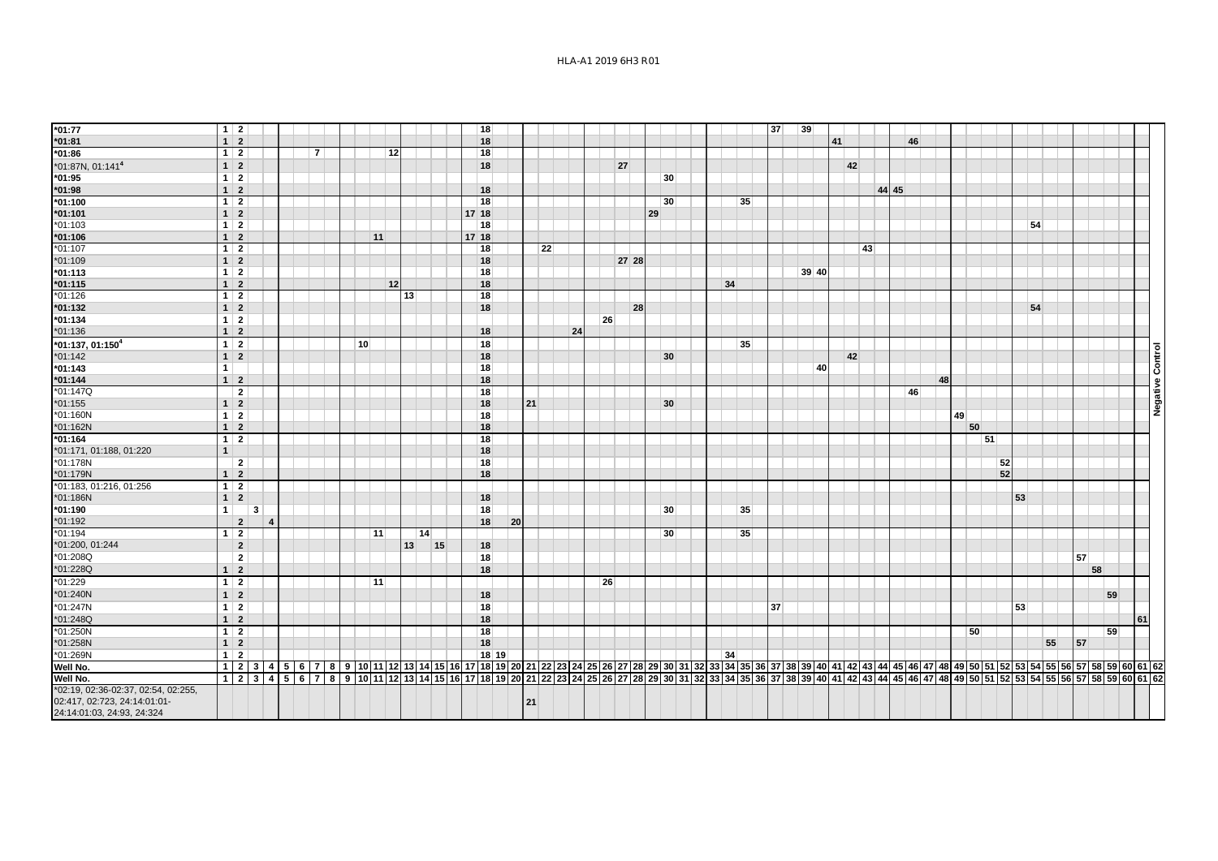| Allele | 1 | 2 | 3 | 4 | 5 | 6 | 7 | 8 | 9 | 10 | 11 | 12 | 13 | 14 | 15 | 16 | 17 | 18 | 19 | 20 | 21 | 22 | 23 | 24 | 25 | 26 | 27 | 28 | 29 | 30 | 31 | 32 | 33 | 34 | 35 | 36 | 37 | 38 | 39 | 40 | 41 | 42 | 43 | 44 | 45 | 46 | 47 | 48 | 49 | 50 | 51 | 52 | 53 | 54 | 55 | 56 | 57 | 58 | 59 | 60 | 61 | 62 | Negative Control |
|---|---|---|---|---|---|---|---|---|---|---|---|---|---|---|---|---|---|---|---|---|---|---|---|---|---|---|---|---|---|---|---|---|---|---|---|---|---|---|---|---|---|---|---|---|---|---|---|---|---|---|---|---|---|---|---|---|---|---|---|---|---|---|---|
| *01:77 | 1 | 2 | | | | | | | | | | | | | | | | 18 | | | | | | | | | | | | | | | | | | | 37 | | 39 | | | | | | | | | | | | | | | | | | | | | | | | |
| *01:81 | 1 | 2 | | | | | | | | | | | | | | | | 18 | | | | | | | | | | | | | | | | | | | | | | | 41 | | | | | 46 | | | | | | | | | | | | | | | | | |
| *01:86 | 1 | 2 | | | | | 7 | | | | | 12 | | | | | | 18 | | | | | | | | | | | | | | | | | | | | | | | | | | | | | | | | | | | | | | | | | | | | | |
| *01:87N, 01:141[4] | 1 | 2 | | | | | | | | | | | | | | | | 18 | | | | | | | | | 27 | | | | | | | | | | | | | | | 42 | | | | | | | | | | | | | | | | | | | | | |
| *01:95 | 1 | 2 | | | | | | | | | | | | | | | | | | | | | | | | | | | | 30 | | | | | | | | | | | | | | | | | | | | | | | | | | | | | | | | | |
| *01:98 | 1 | 2 | | | | | | | | | | | | | | | | 18 | | | | | | | | | | | | | | | | | | | | | | | | | | 44 | 45 | | | | | | | | | | | | | | | | | | |
| *01:100 | 1 | 2 | | | | | | | | | | | | | | | | 18 | | | | | | | | | | | | 30 | | | | | 35 | | | | | | | | | | | | | | | | | | | | | | | | | | | | |
| *01:101 | 1 | 2 | | | | | | | | | | | | | | | 17 | 18 | | | | | | | | | | | 29 | | | | | | | | | | | | | | | | | | | | | | | | | | | | | | | | | | |
| *01:103 | 1 | 2 | | | | | | | | | | | | | | | | 18 | | | | | | | | | | | | | | | | | | | | | | | | | | | | | | | | | | | | 54 | | | | | | | | | |
| *01:106 | 1 | 2 | | | | | | | | | 11 | | | | | | 17 | 18 | | | | | | | | | | | | | | | | | | | | | | | | | | | | | | | | | | | | | | | | | | | | | |
| *01:107 | 1 | 2 | | | | | | | | | | | | | | | | 18 | | | | 22 | | | | | | | | | | | | | | | | | | | | | 43 | | | | | | | | | | | | | | | | | | | | |
| *01:109 | 1 | 2 | | | | | | | | | | | | | | | | 18 | | | | | | | | | 27 | 28 | | | | | | | | | | | | | | | | | | | | | | | | | | | | | | | | | | | |
| *01:113 | 1 | 2 | | | | | | | | | | | | | | | | 18 | | | | | | | | | | | | | | | | | | | | | 39 | 40 | | | | | | | | | | | | | | | | | | | | | | | |
| *01:115 | 1 | 2 | | | | | | | | | | 12 | | | | | | 18 | | | | | | | | | | | | | | | | 34 | | | | | | | | | | | | | | | | | | | | | | | | | | | | | |
| *01:126 | 1 | 2 | | | | | | | | | | | 13 | | | | | 18 | | | | | | | | | | | | | | | | | | | | | | | | | | | | | | | | | | | | | | | | | | | | | |
| *01:132 | 1 | 2 | | | | | | | | | | | | | | | | 18 | | | | | | | | | | 28 | | | | | | | | | | | | | | | | | | | | | | | | | | 54 | | | | | | | | | |
| *01:134 | 1 | 2 | | | | | | | | | | | | | | | | | | | | | | | | 26 | | | | | | | | | | | | | | | | | | | | | | | | | | | | | | | | | | | | | |
| *01:136 | 1 | 2 | | | | | | | | | | | | | | | | 18 | | | | | | 24 | | | | | | | | | | | | | | | | | | | | | | | | | | | | | | | | | | | | | | | |
| *01:137, 01:150[4] | 1 | 2 | | | | | | | | 10 | | | | | | | | 18 | | | | | | | | | | | | | | | | | 35 | | | | | | | | | | | | | | | | | | | | | | | | | | | | |
| *01:142 | 1 | 2 | | | | | | | | | | | | | | | | 18 | | | | | | | | | | | | 30 | | | | | | | | | | | | 42 | | | | | | | | | | | | | | | | | | | | | |
| *01:143 | 1 | | | | | | | | | | | | | | | | | 18 | | | | | | | | | | | | | | | | | | | | | | 40 | | | | | | | | | | | | | | | | | | | | | | | |
| *01:144 | 1 | 2 | | | | | | | | | | | | | | | | 18 | | | | | | | | | | | | | | | | | | | | | | | | | | | | | | 48 | | | | | | | | | | | | | | | |
| *01:147Q | | 2 | | | | | | | | | | | | | | | | 18 | | | | | | | | | | | | | | | | | | | | | | | | | | | | 46 | | | | | | | | | | | | | | | | | |
| *01:155 | 1 | 2 | | | | | | | | | | | | | | | | 18 | | | 21 | | | | | | | | | 30 | | | | | | | | | | | | | | | | | | | | | | | | | | | | | | | | | |
| *01:160N | 1 | 2 | | | | | | | | | | | | | | | | 18 | | | | | | | | | | | | | | | | | | | | | | | | | | | | | | | 49 | | | | | | | | | | | | | | |
| *01:162N | 1 | 2 | | | | | | | | | | | | | | | | 18 | | | | | | | | | | | | | | | | | | | | | | | | | | | | | | | | 50 | | | | | | | | | | | | | |
| *01:164 | 1 | 2 | | | | | | | | | | | | | | | | 18 | | | | | | | | | | | | | | | | | | | | | | | | | | | | | | | | | 51 | | | | | | | | | | | | |
| *01:171, 01:188, 01:220 | 1 | | | | | | | | | | | | | | | | | 18 | | | | | | | | | | | | | | | | | | | | | | | | | | | | | | | | | | | | | | | | | | | | | |
| *01:178N | | 2 | | | | | | | | | | | | | | | | 18 | | | | | | | | | | | | | | | | | | | | | | | | | | | | | | | | | | 52 | | | | | | | | | | | |
| *01:179N | 1 | 2 | | | | | | | | | | | | | | | | 18 | | | | | | | | | | | | | | | | | | | | | | | | | | | | | | | | | | 52 | | | | | | | | | | | |
| *01:183, 01:216, 01:256 | 1 | 2 | | | | | | | | | | | | | | | | | | | | | | | | | | | | | | | | | | | | | | | | | | | | | | | | | | | | | | | | | | | | | |
| *01:186N | 1 | 2 | | | | | | | | | | | | | | | | 18 | | | | | | | | | | | | | | | | | | | | | | | | | | | | | | | | | | | 53 | | | | | | | | | | |
| *01:190 | 1 | | 3 | | | | | | | | | | | | | | | 18 | | | | | | | | | | | | 30 | | | | | 35 | | | | | | | | | | | | | | | | | | | | | | | | | | | | |
| *01:192 | | 2 | | 4 | | | | | | | | | | | | | | 18 | | 20 | | | | | | | | | | | | | | | | | | | | | | | | | | | | | | | | | | | | | | | | | | | |
| *01:194 | 1 | 2 | | | | | | | | | 11 | | | 14 | | | | | | | | | | | | | | | | 30 | | | | | 35 | | | | | | | | | | | | | | | | | | | | | | | | | | | | |
| *01:200, 01:244 | | 2 | | | | | | | | | | | 13 | | 15 | | | 18 | | | | | | | | | | | | | | | | | | | | | | | | | | | | | | | | | | | | | | | | | | | | | |
| *01:208Q | | 2 | | | | | | | | | | | | | | | | 18 | | | | | | | | | | | | | | | | | | | | | | | | | | | | | | | | | | | | | | | 57 | | | | | | |
| *01:228Q | 1 | 2 | | | | | | | | | | | | | | | | 18 | | | | | | | | | | | | | | | | | | | | | | | | | | | | | | | | | | | | | | | | 58 | | | | | |
| *01:229 | 1 | 2 | | | | | | | | | 11 | | | | | | | | | | | | | | | 26 | | | | | | | | | | | | | | | | | | | | | | | | | | | | | | | | | | | | | |
| *01:240N | 1 | 2 | | | | | | | | | | | | | | | | 18 | | | | | | | | | | | | | | | | | | | | | | | | | | | | | | | | | | | | | | | | | 59 | | | |
| *01:247N | 1 | 2 | | | | | | | | | | | | | | | | 18 | | | | | | | | | | | | | | | | | | | 37 | | | | | | | | | | | | | | | | 53 | | | | | | | | | | |
| *01:248Q | 1 | 2 | | | | | | | | | | | | | | | | 18 | | | | | | | | | | | | | | | | | | | | | | | | | | | | | | | | | | | | | | | | | | | 61 | | |
| *01:250N | 1 | 2 | | | | | | | | | | | | | | | | 18 | | | | | | | | | | | | | | | | | | | | | | | | | | | | | | | | 50 | | | | | | | | | 59 | | | | |
| *01:258N | 1 | 2 | | | | | | | | | | | | | | | | 18 | | | | | | | | | | | | | | | | | | | | | | | | | | | | | | | | | | | | | 55 | | 57 | | | | | | |
| *01:269N | 1 | 2 | | | | | | | | | | | | | | | | 18 | 19 | | | | | | | | | | | | | | | 34 | | | | | | | | | | | | | | | | | | | | | | | | | | | | | |
| Well No. | 1 | 2 | 3 | 4 | 5 | 6 | 7 | 8 | 9 | 10 | 11 | 12 | 13 | 14 | 15 | 16 | 17 | 18 | 19 | 20 | 21 | 22 | 23 | 24 | 25 | 26 | 27 | 28 | 29 | 30 | 31 | 32 | 33 | 34 | 35 | 36 | 37 | 38 | 39 | 40 | 41 | 42 | 43 | 44 | 45 | 46 | 47 | 48 | 49 | 50 | 51 | 52 | 53 | 54 | 55 | 56 | 57 | 58 | 59 | 60 | 61 | 62 | |
| Well No. | 1 | 2 | 3 | 4 | 5 | 6 | 7 | 8 | 9 | 10 | 11 | 12 | 13 | 14 | 15 | 16 | 17 | 18 | 19 | 20 | 21 | 22 | 23 | 24 | 25 | 26 | 27 | 28 | 29 | 30 | 31 | 32 | 33 | 34 | 35 | 36 | 37 | 38 | 39 | 40 | 41 | 42 | 43 | 44 | 45 | 46 | 47 | 48 | 49 | 50 | 51 | 52 | 53 | 54 | 55 | 56 | 57 | 58 | 59 | 60 | 61 | 62 | |
| *02:19, 02:36-02:37, 02:54, 02:255, 02:417, 02:723, 24:14:01:01-24:14:01:03, 24:93, 24:324 | | | | | | | | | | | | | | | | | | | | | 21 | | | | | | | | | | | | | | | | | | | | | | | | | | | | | | | | | | | | | | | | | | |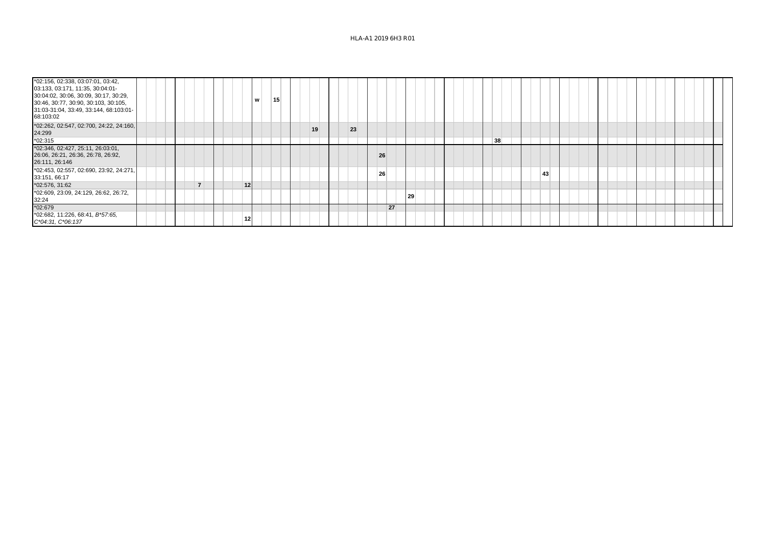| | | | | | | | | | | | | | | | | | | | | | | | | | | | | | | | | | | | | | | | | | | | | | | | | | | | | | | | | | | | | |
|---|---|---|---|---|---|---|---|---|---|---|---|---|---|---|---|---|---|---|---|---|---|---|---|---|---|---|---|---|---|---|---|---|---|---|---|---|---|---|---|---|---|---|---|---|---|---|---|---|---|---|---|---|---|---|---|---|---|---|---|---|---|---|
| *02:156, 02:338, 03:07:01, 03:42, 03:133, 03:171, 11:35, 30:04:01-30:04:02, 30:06, 30:09, 30:17, 30:29, 30:46, 30:77, 30:90, 30:103, 30:105, 31:03-31:04, 33:49, 33:144, 68:103:01-68:103:02 | | | | | | | | | | | | | w | | 15 | | | | | | | | | | | | | | | | | | | | | | | | | | | | | | | | | | | | | | | | | | | | | |
| *02:262, 02:547, 02:700, 24:22, 24:160, 24:299 | | | | | | | | | | | | | | | | | | | 19 | | | | 23 | | | | | | | | | | | | | | | | | | | | | | | | | | | | | | | | | | | | | | |
| *02:315 | | | | | | | | | | | | | | | | | | | | | | | | | | | | | | | | | | | | | | 38 | | | | | | | | | | | | | | | | | | | | | | | | |
| *02:346, 02:427, 25:11, 26:03:01, 26:06, 26:21, 26:36, 26:78, 26:92, 26:111, 26:146 | | | | | | | | | | | | | | | | | | | | | | | | | | 26 | | | | | | | | | | | | | | | | | | | | | | | | | | | | | | | | | | | | |
| *02:453, 02:557, 02:690, 23:92, 24:271, 33:151, 66:17 | | | | | | | | | | | | | | | | | | | | | | | | | | 26 | | | | | | | | | | | | | | | | | 43 | | | | | | | | | | | | | | | | | | | |
| *02:576, 31:62 | | | | | | | 7 | | | | | 12 | | | | | | | | | | | | | | | | | | | | | | | | | | | | | | | | | | | | | | | | | | | | | | | | | | |
| *02:609, 23:09, 24:129, 26:62, 26:72, 32:24 | | | | | | | | | | | | | | | | | | | | | | | | | | | | | | 29 | | | | | | | | | | | | | | | | | | | | | | | | | | | | | | | | |
| *02:679 | | | | | | | | | | | | | | | | | | | | | | | | | | | | 27 | | | | | | | | | | | | | | | | | | | | | | | | | | | | | | | | | | |
| *02:682, 11:226, 68:41, *B*57:65, C*04:31, C*06:137* | | | | | | | | | | | | 12 | | | | | | | | | | | | | | | | | | | | | | | | | | | | | | | | | | | | | | | | | | | | | | | | | |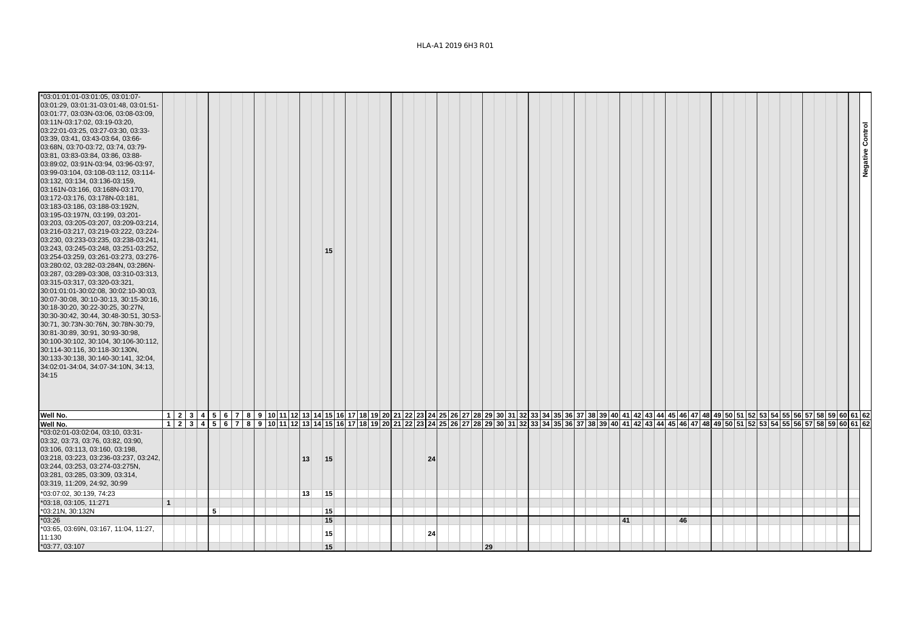HLA-A1 2019 6H3 R01

| *03:01:01:01-03:01:05, 03:01:07-03:01:29, 03:01:31-03:01:48, 03:01:51-03:01:77, 03:03N-03:06, 03:08-03:09, 03:11N-03:17:02, 03:19-03:20, 03:22:01-03:25, 03:27-03:30, 03:33-03:39, 03:41, 03:43-03:64, 03:66-03:68N, 03:70-03:72, 03:74, 03:79-03:81, 03:83-03:84, 03:86, 03:88-03:89:02, 03:91N-03:94, 03:96-03:97, 03:99-03:104, 03:108-03:112, 03:114-03:132, 03:134, 03:136-03:159, 03:161N-03:166, 03:168N-03:170, 03:172-03:176, 03:178N-03:181, 03:183-03:186, 03:188-03:192N, 03:195-03:197N, 03:199, 03:201-03:203, 03:205-03:207, 03:209-03:214, 03:216-03:217, 03:219-03:222, 03:224-03:230, 03:233-03:235, 03:238-03:241, 03:243, 03:245-03:248, 03:251-03:252, 03:254-03:259, 03:261-03:273, 03:276-03:280:02, 03:282-03:284N, 03:286N-03:287, 03:289-03:308, 03:310-03:313, 03:315-03:317, 03:320-03:321, 30:01:01:01-30:02:08, 30:02:10-30:03, 30:07-30:08, 30:10-30:13, 30:15-30:16, 30:18-30:20, 30:22-30:25, 30:27N, 30:30-30:42, 30:44, 30:48-30:51, 30:53-30:71, 30:73N-30:76N, 30:78N-30:79, 30:81-30:89, 30:91, 30:93-30:98, 30:100-30:102, 30:104, 30:106-30:112, 30:114-30:116, 30:118-30:130N, 30:133-30:138, 30:140-30:141, 32:04, 34:02:01-34:04, 34:07-34:10N, 34:13, 34:15 | | | | | | | | | | | | | | 15 | | | | | | | | | | | | | | | | | | | | | | | | | | | | | | | | | | | | | | | | | | | | | | | Negative Control |
|---|---|---|---|---|---|---|---|---|---|---|---|---|---|---|---|---|---|---|---|---|---|---|---|---|---|---|---|---|---|---|---|---|---|---|---|---|---|---|---|---|---|---|---|---|---|---|---|---|---|---|---|---|---|---|---|---|---|---|---|---|---|---|
| **Well No.** | 1 | 2 | 3 | 4 | 5 | 6 | 7 | 8 | 9 | 10 | 11 | 12 | 13 | 14 | 15 | 16 | 17 | 18 | 19 | 20 | 21 | 22 | 23 | 24 | 25 | 26 | 27 | 28 | 29 | 30 | 31 | 32 | 33 | 34 | 35 | 36 | 37 | 38 | 39 | 40 | 41 | 42 | 43 | 44 | 45 | 46 | 47 | 48 | 49 | 50 | 51 | 52 | 53 | 54 | 55 | 56 | 57 | 58 | 59 | 60 | 61 | 62 |
| **Well No.** | 1 | 2 | 3 | 4 | 5 | 6 | 7 | 8 | 9 | 10 | 11 | 12 | 13 | 14 | 15 | 16 | 17 | 18 | 19 | 20 | 21 | 22 | 23 | 24 | 25 | 26 | 27 | 28 | 29 | 30 | 31 | 32 | 33 | 34 | 35 | 36 | 37 | 38 | 39 | 40 | 41 | 42 | 43 | 44 | 45 | 46 | 47 | 48 | 49 | 50 | 51 | 52 | 53 | 54 | 55 | 56 | 57 | 58 | 59 | 60 | 61 | 62 |
| *03:02:01-03:02:04, 03:10, 03:31-03:32, 03:73, 03:76, 03:82, 03:90, 03:106, 03:113, 03:160, 03:198, 03:218, 03:223, 03:236-03:237, 03:242, 03:244, 03:253, 03:274-03:275N, 03:281, 03:285, 03:309, 03:314, 03:319, 11:209, 24:92, 30:99 | | | | | | | | | | | | | 13 | | 15 | | | | | | | | | 24 | | | | | | | | | | | | | | | | | | | | | | | | | | | | | | | | | | | | | | |
| *03:07:02, 30:139, 74:23 | | | | | | | | | | | | | 13 | | 15 | | | | | | | | | | | | | | | | | | | | | | | | | | | | | | | | | | | | | | | | | | | | | | | |
| *03:18, 03:105, 11:271 | 1 | | | | | | | | | | | | | | | | | | | | | | | | | | | | | | | | | | | | | | | | | | | | | | | | | | | | | | | | | | | | | |
| *03:21N, 30:132N | | | | | 5 | | | | | | | | | | 15 | | | | | | | | | | | | | | | | | | | | | | | | | | | | | | | | | | | | | | | | | | | | | | | |
| *03:26 | | | | | | | | | | | | | | | 15 | | | | | | | | | | | | | | | | | | | | | | | | | | 41 | | | | | 46 | | | | | | | | | | | | | | | | |
| *03:65, 03:69N, 03:167, 11:04, 11:27, 11:130 | | | | | | | | | | | | | | | 15 | | | | | | | | | 24 | | | | | | | | | | | | | | | | | | | | | | | | | | | | | | | | | | | | | | |
| *03:77, 03:107 | | | | | | | | | | | | | | | 15 | | | | | | | | | | | | | | 29 | | | | | | | | | | | | | | | | | | | | | | | | | | | | | | | | | |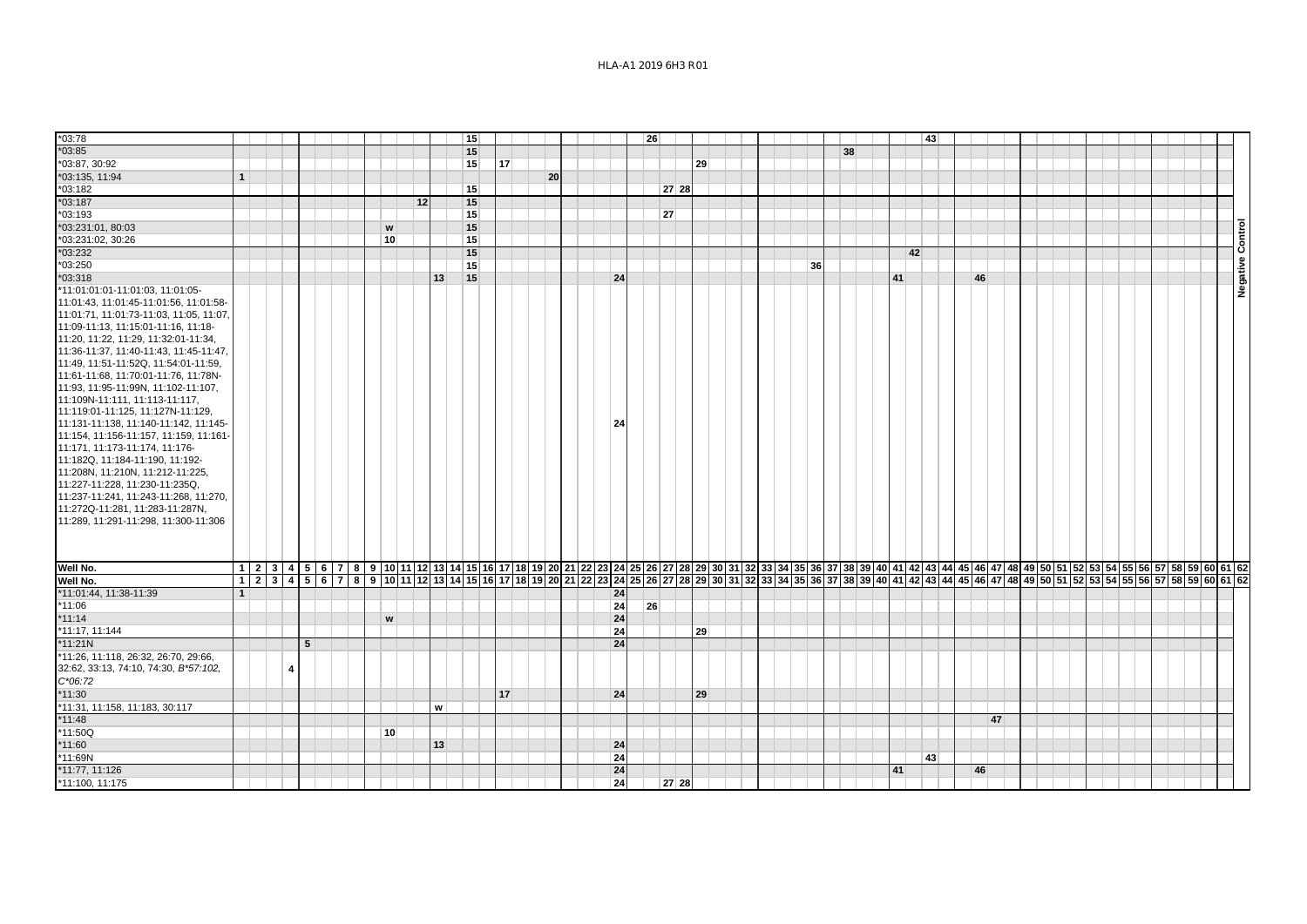| Allele | 1 | 2 | 3 | 4 | 5 | 6 | 7 | 8 | 9 | 10 | 11 | 12 | 13 | 14 | 15 | 16 | 17 | 18 | 19 | 20 | 21 | 22 | 23 | 24 | 25 | 26 | 27 | 28 | 29 | 30 | 31 | 32 | 33 | 34 | 35 | 36 | 37 | 38 | 39 | 40 | 41 | 42 | 43 | 44 | 45 | 46 | 47 | 48 | 49 | 50 | 51 | 52 | 53 | 54 | 55 | 56 | 57 | 58 | 59 | 60 | 61 | 62 |
|---|---|---|---|---|---|---|---|---|---|---|---|---|---|---|---|---|---|---|---|---|---|---|---|---|---|---|---|---|---|---|---|---|---|---|---|---|---|---|---|---|---|---|---|---|---|---|---|---|---|---|---|---|---|---|---|---|---|---|---|---|---|---|
| *03:78 | | | | | | | | | | | | | | | 15 | | | | | | | | | | | 26 | | | | | | | | | | | | | | | | | 43 | | | | | | | | | | | | | | | | | | | |
| *03:85 | | | | | | | | | | | | | | | 15 | | | | | | | | | | | | | | | | | | | | | | | 38 | | | | | | | | | | | | | | | | | | | | | | | | |
| *03:87, 30:92 | | | | | | | | | | | | | | | 15 | | 17 | | | | | | | | | | | | 29 | | | | | | | | | | | | | | | | | | | | | | | | | | | | | | | | | |
| *03:135, 11:94 | 1 | | | | | | | | | | | | | | | | | | | 20 | | | | | | | | | | | | | | | | | | | | | | | | | | | | | | | | | | | | | | | | | | |
| *03:182 | | | | | | | | | | | | | | | 15 | | | | | | | | | | | | 27 | 28 | | | | | | | | | | | | | | | | | | | | | | | | | | | | | | | | | | |
| *03:187 | | | | | | | | | | | | 12 | | | 15 | | | | | | | | | | | | | | | | | | | | | | | | | | | | | | | | | | | | | | | | | | | | | | | |
| *03:193 | | | | | | | | | | | | | | | 15 | | | | | | | | | | | | 27 | | | | | | | | | | | | | | | | | | | | | | | | | | | | | | | | | | | |
| *03:231:01, 80:03 | | | | | | | | | | w | | | | | 15 | | | | | | | | | | | | | | | | | | | | | | | | | | | | | | | | | | | | | | | | | | | | | | | |
| *03:231:02, 30:26 | | | | | | | | | | 10 | | | | | 15 | | | | | | | | | | | | | | | | | | | | | | | | | | | | | | | | | | | | | | | | | | | | | | | |
| *03:232 | | | | | | | | | | | | | | | 15 | | | | | | | | | | | | | | | | | | | | | | | | | | | 42 | | | | | | | | | | | | | | | | | | | | |
| *03:250 | | | | | | | | | | | | | | | 15 | | | | | | | | | | | | | | | | | | | | | 36 | | | | | | | | | | | | | | | | | | | | | | | | | | |
| *03:318 | | | | | | | | | | | | | 13 | | 15 | | | | | | | | | 24 | | | | | | | | | | | | | | | | | 41 | | | | | 46 | | | | | | | | | | | | | | | | |
| *11:01:01:01-11:01:03, 11:01:05-11:01:43, 11:01:45-11:01:56, 11:01:58-11:01:71, 11:01:73-11:03, 11:05, 11:07, 11:09-11:13, 11:15:01-11:16, 11:18-11:20, 11:22, 11:29, 11:32:01-11:34, 11:36-11:37, 11:40-11:43, 11:45-11:47, 11:49, 11:51-11:52Q, 11:54:01-11:59, 11:61-11:68, 11:70:01-11:76, 11:78N-11:93, 11:95-11:99N, 11:102-11:107, 11:109N-11:111, 11:113-11:117, 11:119:01-11:125, 11:127N-11:129, 11:131-11:138, 11:140-11:142, 11:145-11:154, 11:156-11:157, 11:159, 11:161-11:171, 11:173-11:174, 11:176-11:182Q, 11:184-11:190, 11:192-11:208N, 11:210N, 11:212-11:225, 11:227-11:228, 11:230-11:235Q, 11:237-11:241, 11:243-11:268, 11:270, 11:272Q-11:281, 11:283-11:287N, 11:289, 11:291-11:298, 11:300-11:306 | | | | | | | | | | | | | | | | | | | | | | | | 24 | | | | | | | | | | | | | | | | | | | | | | | | | | | | | | | | | | | | | | |
| **Well No.** | **1** | **2** | **3** | **4** | **5** | **6** | **7** | **8** | **9** | **10** | **11** | **12** | **13** | **14** | **15** | **16** | **17** | **18** | **19** | **20** | **21** | **22** | **23** | **24** | **25** | **26** | **27** | **28** | **29** | **30** | **31** | **32** | **33** | **34** | **35** | **36** | **37** | **38** | **39** | **40** | **41** | **42** | **43** | **44** | **45** | **46** | **47** | **48** | **49** | **50** | **51** | **52** | **53** | **54** | **55** | **56** | **57** | **58** | **59** | **60** | **61** | **62** |

Negative Control

| Well No. | 1 | 2 | 3 | 4 | 5 | 6 | 7 | 8 | 9 | 10 | 11 | 12 | 13 | 14 | 15 | 16 | 17 | 18 | 19 | 20 | 21 | 22 | 23 | 24 | 25 | 26 | 27 | 28 | 29 | 30 | 31 | 32 | 33 | 34 | 35 | 36 | 37 | 38 | 39 | 40 | 41 | 42 | 43 | 44 | 45 | 46 | 47 | 48 | 49 | 50 | 51 | 52 | 53 | 54 | 55 | 56 | 57 | 58 | 59 | 60 | 61 | 62 |
|---|---|---|---|---|---|---|---|---|---|---|---|---|---|---|---|---|---|---|---|---|---|---|---|---|---|---|---|---|---|---|---|---|---|---|---|---|---|---|---|---|---|---|---|---|---|---|---|---|---|---|---|---|---|---|---|---|---|---|---|---|---|---|
| *11:01:44, 11:38-11:39 | 1 | | | | | | | | | | | | | | | | | | | | | | | 24 | | | | | | | | | | | | | | | | | | | | | | | | | | | | | | | | | | | | | | |
| *11:06 | | | | | | | | | | | | | | | | | | | | | | | | 24 | | 26 | | | | | | | | | | | | | | | | | | | | | | | | | | | | | | | | | | | | |
| *11:14 | | | | | | | | | | w | | | | | | | | | | | | | | 24 | | | | | | | | | | | | | | | | | | | | | | | | | | | | | | | | | | | | | | |
| *11:17, 11:144 | | | | | | | | | | | | | | | | | | | | | | | | 24 | | | | | 29 | | | | | | | | | | | | | | | | | | | | | | | | | | | | | | | | | |
| *11:21N | | | | | 5 | | | | | | | | | | | | | | | | | | | 24 | | | | | | | | | | | | | | | | | | | | | | | | | | | | | | | | | | | | | | |
| *11:26, 11:118, 26:32, 26:70, 29:66, 32:62, 33:13, 74:10, 74:30, *B*57:102*, *C*06:72* | | | | 4 | | | | | | | | | | | | | | | | | | | | | | | | | | | | | | | | | | | | | | | | | | | | | | | | | | | | | | | | | | |
| *11:30 | | | | | | | | | | | | | | | | | 17 | | | | | | | 24 | | | | | 29 | | | | | | | | | | | | | | | | | | | | | | | | | | | | | | | | | |
| *11:31, 11:158, 11:183, 30:117 | | | | | | | | | | | | | w | | | | | | | | | | | | | | | | | | | | | | | | | | | | | | | | | | | | | | | | | | | | | | | | | |
| *11:48 | | | | | | | | | | | | | | | | | | | | | | | | | | | | | | | | | | | | | | | | | | | | | | | 47 | | | | | | | | | | | | | | | |
| *11:50Q | | | | | | | | | | 10 | | | | | | | | | | | | | | | | | | | | | | | | | | | | | | | | | | | | | | | | | | | | | | | | | | | | |
| *11:60 | | | | | | | | | | | | | 13 | | | | | | | | | | | 24 | | | | | | | | | | | | | | | | | | | | | | | | | | | | | | | | | | | | | | |
| *11:69N | | | | | | | | | | | | | | | | | | | | | | | | 24 | | | | | | | | | | | | | | | | | | | 43 | | | | | | | | | | | | | | | | | | | |
| *11:77, 11:126 | | | | | | | | | | | | | | | | | | | | | | | | 24 | | | | | | | | | | | | | | | | | 41 | | | | | 46 | | | | | | | | | | | | | | | | |
| *11:100, 11:175 | | | | | | | | | | | | | | | | | | | | | | | | 24 | | | 27 | 28 | | | | | | | | | | | | | | | | | | | | | | | | | | | | | | | | | | |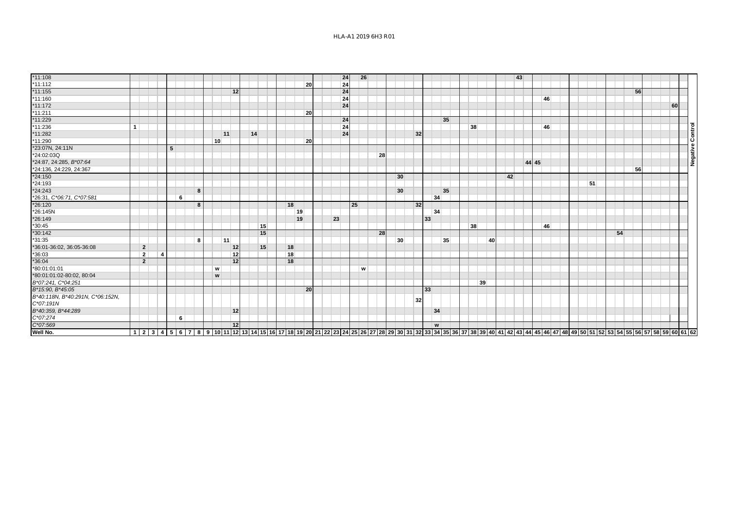HLA-A1 2019 6H3 R01

| Well No. | 1 | 2 | 3 | 4 | 5 | 6 | 7 | 8 | 9 | 10 | 11 | 12 | 13 | 14 | 15 | 16 | 17 | 18 | 19 | 20 | 21 | 22 | 23 | 24 | 25 | 26 | 27 | 28 | 29 | 30 | 31 | 32 | 33 | 34 | 35 | 36 | 37 | 38 | 39 | 40 | 41 | 42 | 43 | 44 | 45 | 46 | 47 | 48 | 49 | 50 | 51 | 52 | 53 | 54 | 55 | 56 | 57 | 58 | 59 | 60 | 61 | 62 |
|---|---|---|---|---|---|---|---|---|---|---|---|---|---|---|---|---|---|---|---|---|---|---|---|---|---|---|---|---|---|---|---|---|---|---|---|---|---|---|---|---|---|---|---|---|---|---|---|---|---|---|---|---|---|---|---|---|---|---|---|---|---|---|
| *11:108 | | | | | | | | | | | | | | | | | | | | | | | | 24 | | 26 | | | | | | | | | | | | | | | | | 43 | | | | | | | | | | | | | | | | | | | |
| *11:112 | | | | | | | | | | | | | | | | | | | | 20 | | | | 24 | | | | | | | | | | | | | | | | | | | | | | | | | | | | | | | | | | | | | | |
| *11:155 | | | | | | | | | | | | 12 | | | | | | | | | | | | 24 | | | | | | | | | | | | | | | | | | | | | | | | | | | | | | | | 56 | | | | | | |
| *11:160 | | | | | | | | | | | | | | | | | | | | | | | | 24 | | | | | | | | | | | | | | | | | | | | | | 46 | | | | | | | | | | | | | | | | |
| *11:172 | | | | | | | | | | | | | | | | | | | | | | | | 24 | | | | | | | | | | | | | | | | | | | | | | | | | | | | | | | | | | | | 60 | | |
| *11:211 | | | | | | | | | | | | | | | | | | | | 20 | | | | | | | | | | | | | | | | | | | | | | | | | | | | | | | | | | | | | | | | | | |
| *11:229 | | | | | | | | | | | | | | | | | | | | | | | | 24 | | | | | | | | | | | 35 | | | | | | | | | | | | | | | | | | | | | | | | | | | |
| *11:236 | 1 | | | | | | | | | | | | | | | | | | | | | | | 24 | | | | | | | | | | | | | | 38 | | | | | | | | 46 | | | | | | | | | | | | | | | | |
| *11:282 | | | | | | | | | | | 11 | | | 14 | | | | | | | | | | 24 | | | | | | | | 32 | | | | | | | | | | | | | | | | | | | | | | | | | | | | | | |
| *11:290 | | | | | | | | | | 10 | | | | | | | | | | 20 | | | | | | | | | | | | | | | | | | | | | | | | | | | | | | | | | | | | | | | | | | |
| *23:07N, 24:11N | | | | | 5 | | | | | | | | | | | | | | | | | | | | | | | | | | | | | | | | | | | | | | | | | | | | | | | | | | | | | | | | | |
| *24:02:03Q | | | | | | | | | | | | | | | | | | | | | | | | | | | | 28 | | | | | | | | | | | | | | | | | | | | | | | | | | | | | | | | | | |
| *24:87, 24:285, *B*07:64* | | | | | | | | | | | | | | | | | | | | | | | | | | | | | | | | | | | | | | | | | | | | 44 | 45 | | | | | | | | | | | | | | | | | |
| *24:136, 24:229, 24:367 | | | | | | | | | | | | | | | | | | | | | | | | | | | | | | | | | | | | | | | | | | | | | | | | | | | | | | | | 56 | | | | | | |
| *24:150 | | | | | | | | | | | | | | | | | | | | | | | | | | | | | | 30 | | | | | | | | | | | | 42 | | | | | | | | | | | | | | | | | | | | |
| *24:193 | | | | | | | | | | | | | | | | | | | | | | | | | | | | | | | | | | | | | | | | | | | | | | | | | | | 51 | | | | | | | | | | | |
| *24:243 | | | | | | | | 8 | | | | | | | | | | | | | | | | | | | | | | 30 | | | | | 35 | | | | | | | | | | | | | | | | | | | | | | | | | | | |
| *26:31, *C*06:71, C*07:581* | | | | | | 6 | | | | | | | | | | | | | | | | | | | | | | | | | | | | 34 | | | | | | | | | | | | | | | | | | | | | | | | | | | | |
| *26:120 | | | | | | | | 8 | | | | | | | | | | 18 | | | | | | | 25 | | | | | | | 32 | | | | | | | | | | | | | | | | | | | | | | | | | | | | | | |
| *26:145N | | | | | | | | | | | | | | | | | | | 19 | | | | | | | | | | | | | | | 34 | | | | | | | | | | | | | | | | | | | | | | | | | | | | |
| *26:149 | | | | | | | | | | | | | | | | | | | 19 | | | | 23 | | | | | | | | | | 33 | | | | | | | | | | | | | | | | | | | | | | | | | | | | | |
| *30:45 | | | | | | | | | | | | | | | 15 | | | | | | | | | | | | | | | | | | | | | | | 38 | | | | | | | | 46 | | | | | | | | | | | | | | | | |
| *30:142 | | | | | | | | | | | | | | | 15 | | | | | | | | | | | | | 28 | | | | | | | | | | | | | | | | | | | | | | | | | | 54 | | | | | | | | |
| *31:35 | | | | | | | | 8 | | | 11 | | | | | | | | | | | | | | | | | | | 30 | | | | | 35 | | | | | 40 | | | | | | | | | | | | | | | | | | | | | | |
| *36:01-36:02, 36:05-36:08 | | 2 | | | | | | | | | | 12 | | | 15 | | | 18 | | | | | | | | | | | | | | | | | | | | | | | | | | | | | | | | | | | | | | | | | | | | |
| *36:03 | | 2 | | 4 | | | | | | | | 12 | | | | | | 18 | | | | | | | | | | | | | | | | | | | | | | | | | | | | | | | | | | | | | | | | | | | | |
| *36:04 | | 2 | | | | | | | | | | 12 | | | | | | 18 | | | | | | | | | | | | | | | | | | | | | | | | | | | | | | | | | | | | | | | | | | | | |
| *80:01:01:01 | | | | | | | | | | w | | | | | | | | | | | | | | | | w | | | | | | | | | | | | | | | | | | | | | | | | | | | | | | | | | | | | |
| *80:01:01:02-80:02, 80:04 | | | | | | | | | | w | | | | | | | | | | | | | | | | | | | | | | | | | | | | | | | | | | | | | | | | | | | | | | | | | | | | |
| *B*07:241, C*04:251* | | | | | | | | | | | | | | | | | | | | | | | | | | | | | | | | | | | | | | | 39 | | | | | | | | | | | | | | | | | | | | | | | |
| *B*15:90, B*45:05* | | | | | | | | | | | | | | | | | | | | 20 | | | | | | | | | | | | | 33 | | | | | | | | | | | | | | | | | | | | | | | | | | | | | |
| *B*40:118N, B*40:291N, C*06:152N, C*07:191N* | | | | | | | | | | | | | | | | | | | | | | | | | | | | | | | | 32 | | | | | | | | | | | | | | | | | | | | | | | | | | | | | | |
| *B*40:359, B*44:289* | | | | | | | | | | | | 12 | | | | | | | | | | | | | | | | | | | | | | 34 | | | | | | | | | | | | | | | | | | | | | | | | | | | | |
| *C*07:274* | | | | | | 6 | | | | | | | | | | | | | | | | | | | | | | | | | | | | | | | | | | | | | | | | | | | | | | | | | | | | | | | | |
| *C*07:569* | | | | | | | | | | | | 12 | | | | | | | | | | | | | | | | | | | | | | w | | | | | | | | | | | | | | | | | | | | | | | | | | | | |

Negative Control